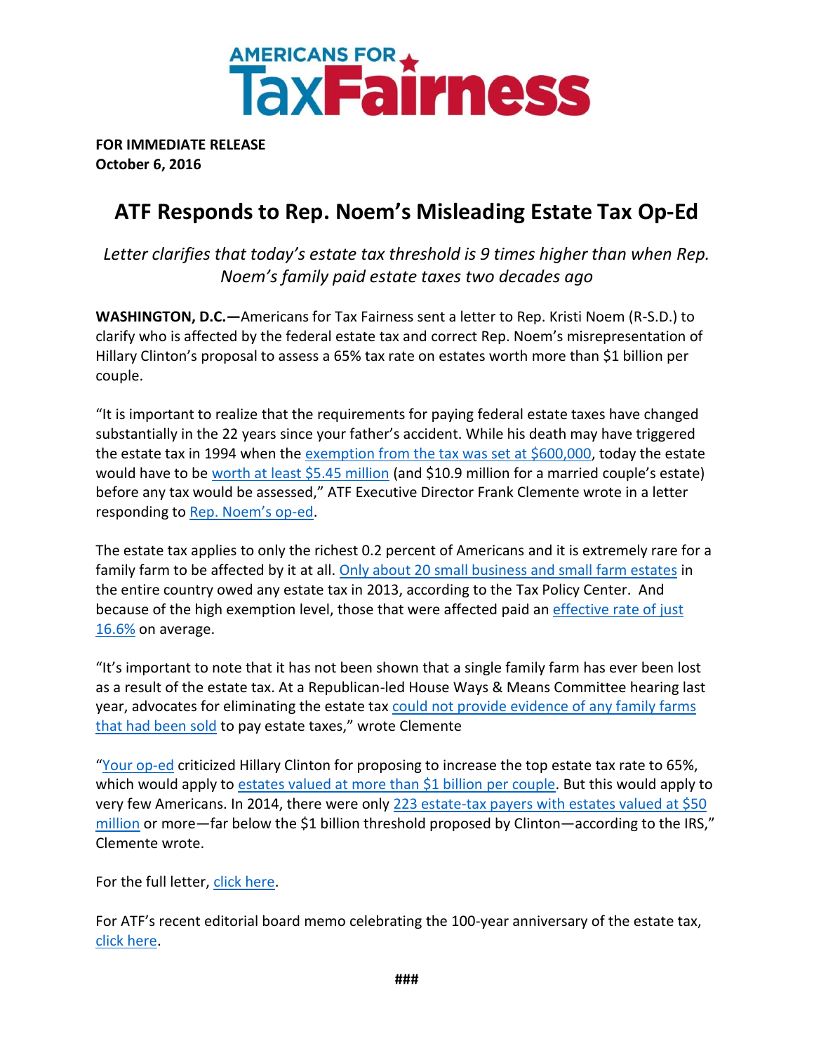AMERICANS FOR **TaxFairness**

**FOR IMMEDIATE RELEASE**
**October 6, 2016**

# ATF Responds to Rep. Noem's Misleading Estate Tax Op-Ed

*Letter clarifies that today's estate tax threshold is 9 times higher than when Rep. Noem's family paid estate taxes two decades ago*

**WASHINGTON, D.C.—**Americans for Tax Fairness sent a letter to Rep. Kristi Noem (R-S.D.) to clarify who is affected by the federal estate tax and correct Rep. Noem's misrepresentation of Hillary Clinton's proposal to assess a 65% tax rate on estates worth more than $1 billion per couple.

"It is important to realize that the requirements for paying federal estate taxes have changed substantially in the 22 years since your father's accident. While his death may have triggered the estate tax in 1994 when the exemption from the tax was set at $600,000, today the estate would have to be worth at least $5.45 million (and $10.9 million for a married couple's estate) before any tax would be assessed," ATF Executive Director Frank Clemente wrote in a letter responding to Rep. Noem's op-ed.

The estate tax applies to only the richest 0.2 percent of Americans and it is extremely rare for a family farm to be affected by it at all. Only about 20 small business and small farm estates in the entire country owed any estate tax in 2013, according to the Tax Policy Center. And because of the high exemption level, those that were affected paid an effective rate of just 16.6% on average.

"It's important to note that it has not been shown that a single family farm has ever been lost as a result of the estate tax. At a Republican-led House Ways & Means Committee hearing last year, advocates for eliminating the estate tax could not provide evidence of any family farms that had been sold to pay estate taxes," wrote Clemente

"Your op-ed criticized Hillary Clinton for proposing to increase the top estate tax rate to 65%, which would apply to estates valued at more than $1 billion per couple. But this would apply to very few Americans. In 2014, there were only 223 estate-tax payers with estates valued at $50 million or more—far below the $1 billion threshold proposed by Clinton—according to the IRS," Clemente wrote.

For the full letter, click here.

For ATF's recent editorial board memo celebrating the 100-year anniversary of the estate tax, click here.

###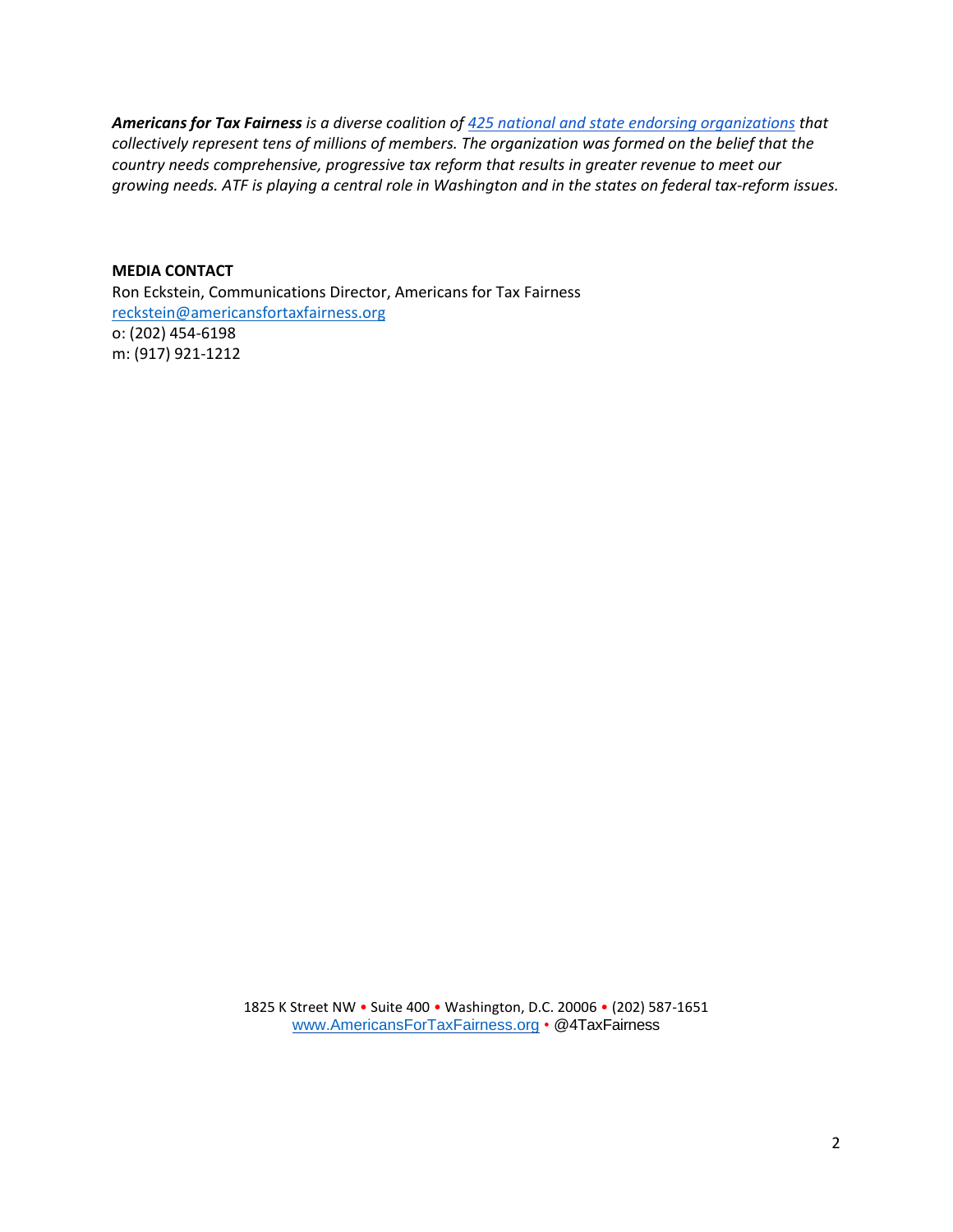***Americans for Tax Fairness*** *is a diverse coalition of [425 national and state endorsing organizations] that collectively represent tens of millions of members. The organization was formed on the belief that the country needs comprehensive, progressive tax reform that results in greater revenue to meet our growing needs. ATF is playing a central role in Washington and in the states on federal tax-reform issues.*

**MEDIA CONTACT**
Ron Eckstein, Communications Director, Americans for Tax Fairness
reckstein@americansfortaxfairness.org
o: (202) 454-6198
m: (917) 921-1212

1825 K Street NW • Suite 400 • Washington, D.C. 20006 • (202) 587-1651
www.AmericansForTaxFairness.org • @4TaxFairness